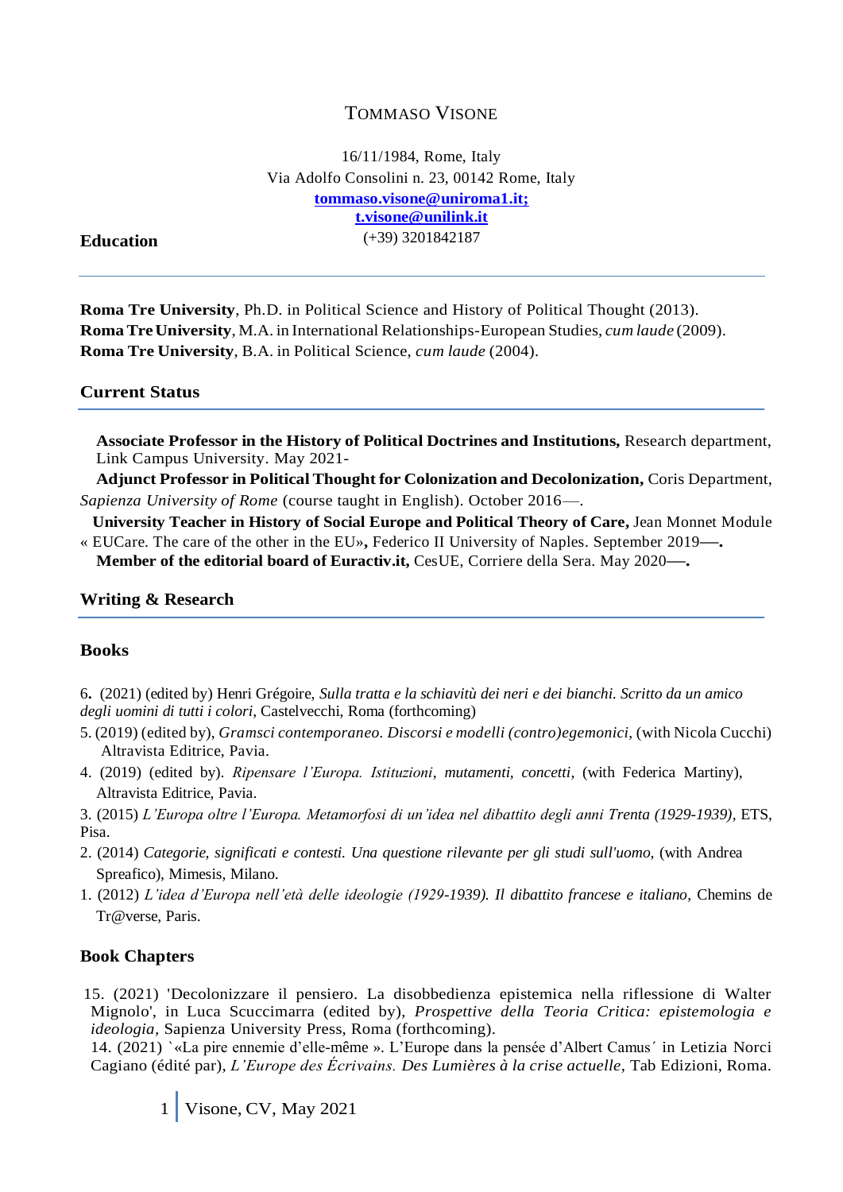# TOMMASO VISONE

16/11/1984, Rome, Italy
Via Adolfo Consolini n. 23, 00142 Rome, Italy
**tommaso.visone@uniroma1.it;**
**t.visone@unilink.it**
(+39) 3201842187

## Education

**Roma Tre University**, Ph.D. in Political Science and History of Political Thought (2013).
**Roma Tre University**, M.A. in International Relationships-European Studies, *cum laude* (2009).
**Roma Tre University**, B.A. in Political Science, *cum laude* (2004).

## Current Status

**Associate Professor in the History of Political Doctrines and Institutions,** Research department, Link Campus University. May 2021-

**Adjunct Professor in Political Thought for Colonization and Decolonization,** Coris Department, *Sapienza University of Rome* (course taught in English). October 2016—.

**University Teacher in History of Social Europe and Political Theory of Care,** Jean Monnet Module « EUCare. The care of the other in the EU»**,** Federico II University of Naples. September 2019**—.**

**Member of the editorial board of Euractiv.it,** CesUE, Corriere della Sera. May 2020**—.**

## Writing & Research

### Books

6**.** (2021) (edited by) Henri Grégoire, *Sulla tratta e la schiavitù dei neri e dei bianchi. Scritto da un amico degli uomini di tutti i colori*, Castelvecchi, Roma (forthcoming)

5. (2019) (edited by), *Gramsci contemporaneo. Discorsi e modelli (contro)egemonici*, (with Nicola Cucchi) Altravista Editrice, Pavia.

4. (2019) (edited by). *Ripensare l'Europa. Istituzioni*, *mutamenti, concetti,* (with Federica Martiny), Altravista Editrice, Pavia.

3. (2015) *L'Europa oltre l'Europa. Metamorfosi di un'idea nel dibattito degli anni Trenta (1929-1939)*, ETS, Pisa.

2. (2014) *Categorie, significati e contesti. Una questione rilevante per gli studi sull'uomo*, (with Andrea Spreafico), Mimesis, Milano.

1. (2012) *L'idea d'Europa nell'età delle ideologie (1929-1939). Il dibattito francese e italiano*, Chemins de Tr@verse, Paris.

### Book Chapters

15. (2021) 'Decolonizzare il pensiero. La disobbedienza epistemica nella riflessione di Walter Mignolo', in Luca Scuccimarra (edited by), *Prospettive della Teoria Critica: epistemologia e ideologia*, Sapienza University Press, Roma (forthcoming).

14. (2021) `«La pire ennemie d'elle-même ». L'Europe dans la pensée d'Albert Camus´ in Letizia Norci Cagiano (édité par), *L'Europe des Écrivains. Des Lumières à la crise actuelle*, Tab Edizioni, Roma.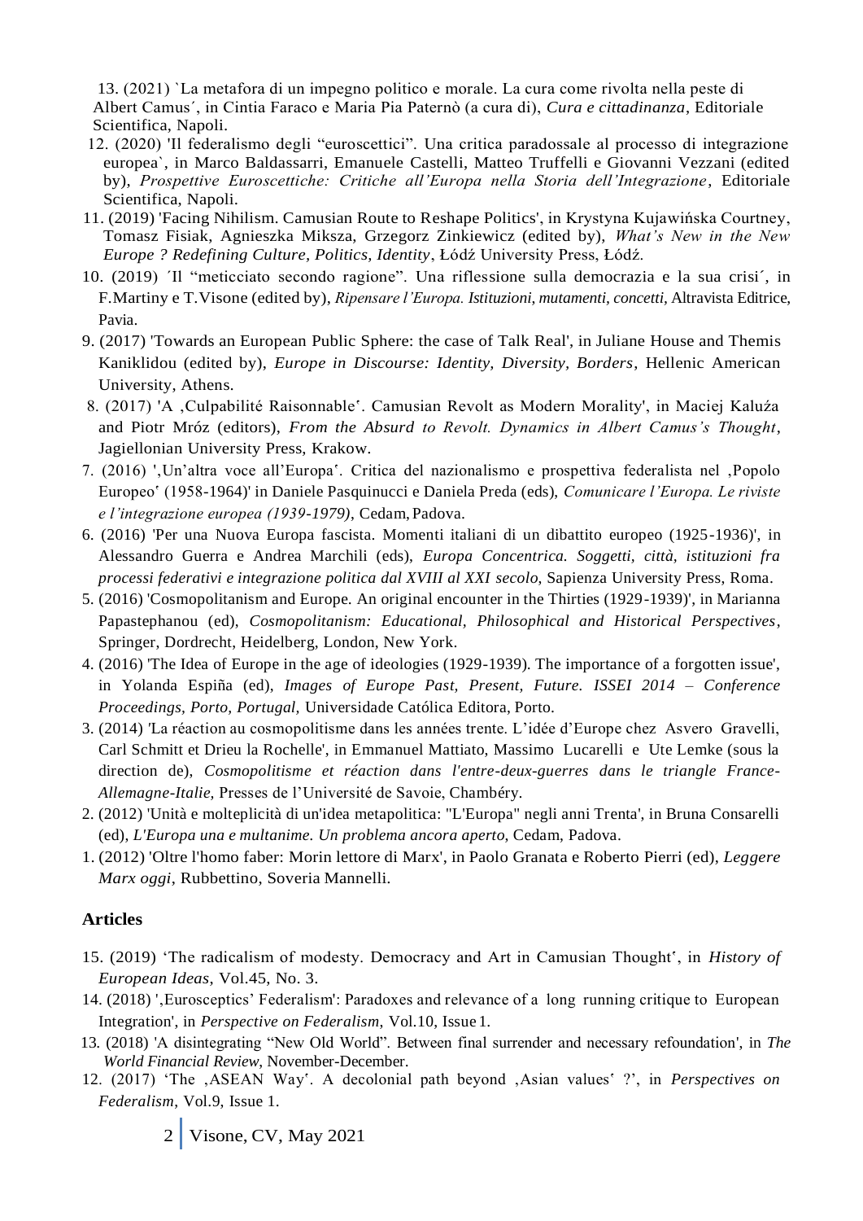13. (2021) `La metafora di un impegno politico e morale. La cura come rivolta nella peste di Albert Camus´, in Cintia Faraco e Maria Pia Paternò (a cura di), *Cura e cittadinanza*, Editoriale Scientifica, Napoli.

12. (2020) 'Il federalismo degli "euroscettici". Una critica paradossale al processo di integrazione europea`, in Marco Baldassarri, Emanuele Castelli, Matteo Truffelli e Giovanni Vezzani (edited by), *Prospettive Euroscettiche: Critiche all'Europa nella Storia dell'Integrazione*, Editoriale Scientifica, Napoli.

11. (2019) 'Facing Nihilism. Camusian Route to Reshape Politics', in Krystyna Kujawińska Courtney, Tomasz Fisiak, Agnieszka Miksza, Grzegorz Zinkiewicz (edited by), *What's New in the New Europe ? Redefining Culture, Politics, Identity*, Łódź University Press, Łódź.

10. (2019) ´Il "meticciato secondo ragione". Una riflessione sulla democrazia e la sua crisi´, in F.Martiny e T.Visone (edited by), *Ripensare l'Europa. Istituzioni, mutamenti, concetti,* Altravista Editrice, Pavia.

9. (2017) 'Towards an European Public Sphere: the case of Talk Real', in Juliane House and Themis Kaniklidou (edited by), *Europe in Discourse: Identity, Diversity, Borders*, Hellenic American University, Athens.

8. (2017) 'A ‚Culpabilité Raisonnable'. Camusian Revolt as Modern Morality', in Maciej Kaluża and Piotr Mróz (editors), *From the Absurd to Revolt. Dynamics in Albert Camus's Thought*, Jagiellonian University Press, Krakow.

7. (2016) '‚Un'altra voce all'Europa'. Critica del nazionalismo e prospettiva federalista nel ‚Popolo Europeo' (1958-1964)' in Daniele Pasquinucci e Daniela Preda (eds), *Comunicare l'Europa. Le riviste e l'integrazione europea (1939-1979)*, Cedam, Padova.

6. (2016) 'Per una Nuova Europa fascista. Momenti italiani di un dibattito europeo (1925-1936)', in Alessandro Guerra e Andrea Marchili (eds), *Europa Concentrica. Soggetti, città, istituzioni fra processi federativi e integrazione politica dal XVIII al XXI secolo*, Sapienza University Press, Roma.

5. (2016) 'Cosmopolitanism and Europe. An original encounter in the Thirties (1929-1939)', in Marianna Papastephanou (ed), *Cosmopolitanism: Educational, Philosophical and Historical Perspectives*, Springer, Dordrecht, Heidelberg, London, New York.

4. (2016) 'The Idea of Europe in the age of ideologies (1929-1939). The importance of a forgotten issue', in Yolanda Espiña (ed), *Images of Europe Past, Present, Future. ISSEI 2014 – Conference Proceedings, Porto, Portugal,* Universidade Católica Editora, Porto.

3. (2014) 'La réaction au cosmopolitisme dans les années trente. L'idée d'Europe chez Asvero Gravelli, Carl Schmitt et Drieu la Rochelle', in Emmanuel Mattiato, Massimo Lucarelli e Ute Lemke (sous la direction de), *Cosmopolitisme et réaction dans l'entre-deux-guerres dans le triangle France-Allemagne-Italie,* Presses de l'Université de Savoie, Chambéry.

2. (2012) 'Unità e molteplicità di un'idea metapolitica: "L'Europa" negli anni Trenta', in Bruna Consarelli (ed), *L'Europa una e multanime. Un problema ancora aperto*, Cedam, Padova.

1. (2012) 'Oltre l'homo faber: Morin lettore di Marx', in Paolo Granata e Roberto Pierri (ed), *Leggere Marx oggi*, Rubbettino, Soveria Mannelli.

## Articles

15. (2019) 'The radicalism of modesty. Democracy and Art in Camusian Thought', in *History of European Ideas*, Vol.45, No. 3.

14. (2018) '‚Eurosceptics' Federalism': Paradoxes and relevance of a long running critique to European Integration', in *Perspective on Federalism*, Vol.10, Issue 1.

13. (2018) 'A disintegrating "New Old World". Between final surrender and necessary refoundation', in *The World Financial Review*, November-December.

12. (2017) 'The ‚ASEAN Way'. A decolonial path beyond ‚Asian values' ?', in *Perspectives on Federalism*, Vol.9, Issue 1.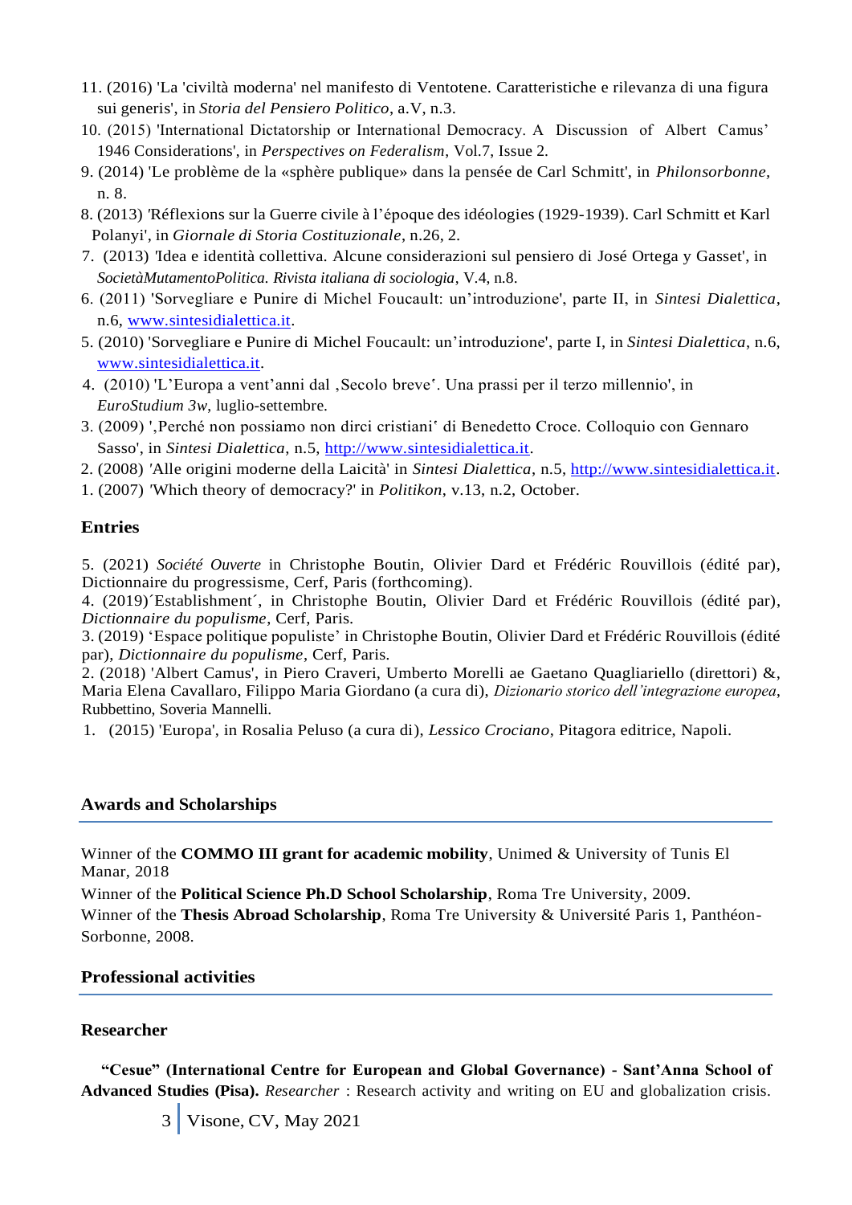11. (2016) 'La 'civiltà moderna' nel manifesto di Ventotene. Caratteristiche e rilevanza di una figura sui generis', in *Storia del Pensiero Politico*, a.V, n.3.
10. (2015) 'International Dictatorship or International Democracy. A Discussion of Albert Camus' 1946 Considerations', in *Perspectives on Federalism*, Vol.7, Issue 2.
9. (2014) 'Le problème de la «sphère publique» dans la pensée de Carl Schmitt', in *Philonsorbonne*, n. 8.
8. (2013) 'Réflexions sur la Guerre civile à l'époque des idéologies (1929-1939). Carl Schmitt et Karl Polanyi', in *Giornale di Storia Costituzionale*, n.26, 2.
7. (2013) 'Idea e identità collettiva. Alcune considerazioni sul pensiero di José Ortega y Gasset', in *SocietàMutamentoPolitica. Rivista italiana di sociologia*, V.4, n.8.
6. (2011) 'Sorvegliare e Punire di Michel Foucault: un'introduzione', parte II, in *Sintesi Dialettica*, n.6, www.sintesidialettica.it.
5. (2010) 'Sorvegliare e Punire di Michel Foucault: un'introduzione', parte I, in *Sintesi Dialettica*, n.6, www.sintesidialettica.it.
4. (2010) 'L'Europa a vent'anni dal ‚Secolo breve'. Una prassi per il terzo millennio', in *EuroStudium 3w*, luglio-settembre.
3. (2009) '‚Perché non possiamo non dirci cristiani' di Benedetto Croce. Colloquio con Gennaro Sasso', in *Sintesi Dialettica*, n.5, http://www.sintesidialettica.it.
2. (2008) 'Alle origini moderne della Laicità' in *Sintesi Dialettica*, n.5, http://www.sintesidialettica.it.
1. (2007) 'Which theory of democracy?' in *Politikon*, v.13, n.2, October.

## Entries

5. (2021) *Société Ouverte* in Christophe Boutin, Olivier Dard et Frédéric Rouvillois (édité par), Dictionnaire du progressisme, Cerf, Paris (forthcoming).
4. (2019)´Establishment´, in Christophe Boutin, Olivier Dard et Frédéric Rouvillois (édité par), *Dictionnaire du populisme*, Cerf, Paris.
3. (2019) 'Espace politique populiste' in Christophe Boutin, Olivier Dard et Frédéric Rouvillois (édité par), *Dictionnaire du populisme*, Cerf, Paris.
2. (2018) 'Albert Camus', in Piero Craveri, Umberto Morelli ae Gaetano Quagliariello (direttori) &, Maria Elena Cavallaro, Filippo Maria Giordano (a cura di), *Dizionario storico dell'integrazione europea*, Rubbettino, Soveria Mannelli.
1. (2015) 'Europa', in Rosalia Peluso (a cura di), *Lessico Crociano*, Pitagora editrice, Napoli.

## Awards and Scholarships

Winner of the **COMMO III grant for academic mobility**, Unimed & University of Tunis El Manar, 2018
Winner of the **Political Science Ph.D School Scholarship**, Roma Tre University, 2009.
Winner of the **Thesis Abroad Scholarship**, Roma Tre University & Université Paris 1, Panthéon-Sorbonne, 2008.

## Professional activities

### Researcher

**"Cesue" (International Centre for European and Global Governance) - Sant'Anna School of Advanced Studies (Pisa).** *Researcher* : Research activity and writing on EU and globalization crisis.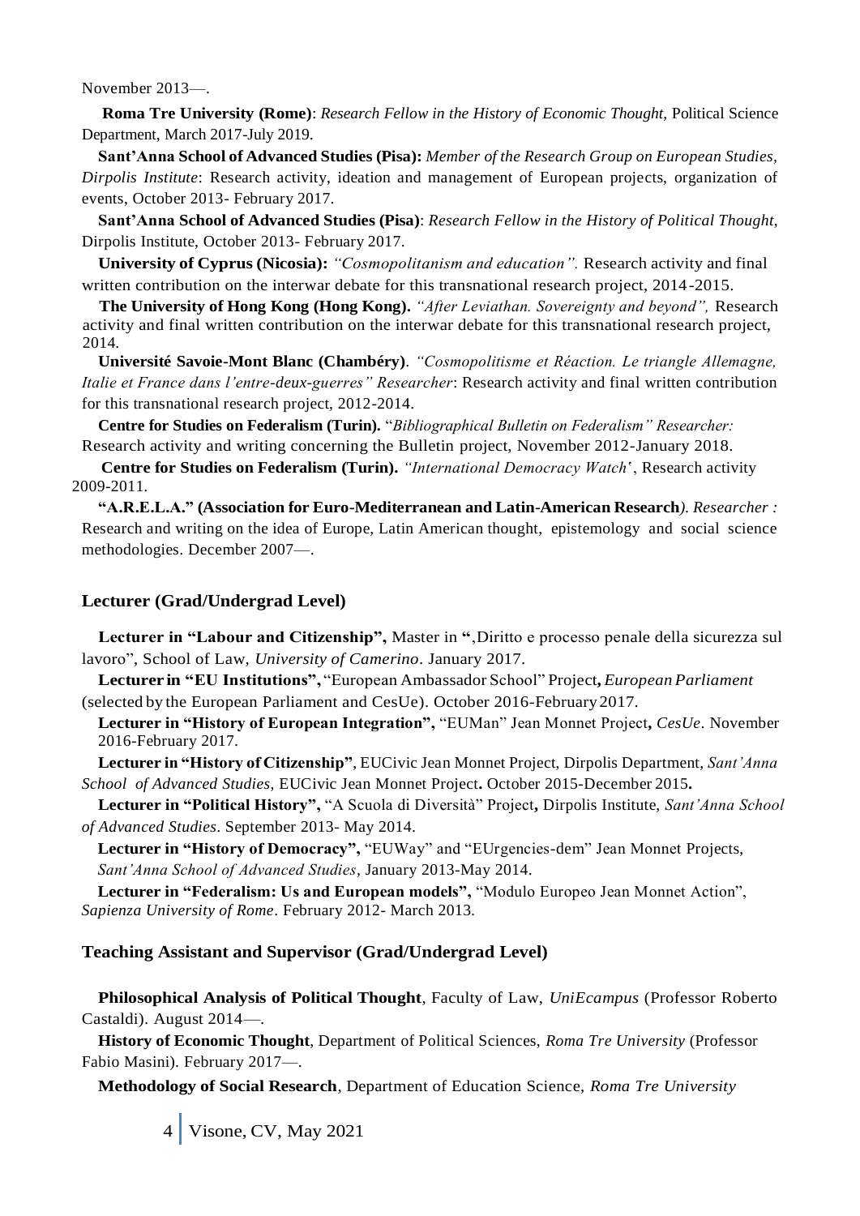November 2013—.

**Roma Tre University (Rome)**: *Research Fellow in the History of Economic Thought*, Political Science Department, March 2017-July 2019.

**Sant'Anna School of Advanced Studies (Pisa):** *Member of the Research Group on European Studies, Dirpolis Institute*: Research activity, ideation and management of European projects, organization of events, October 2013- February 2017.

**Sant'Anna School of Advanced Studies (Pisa)**: *Research Fellow in the History of Political Thought*, Dirpolis Institute, October 2013- February 2017.

**University of Cyprus (Nicosia):** *"Cosmopolitanism and education".* Research activity and final written contribution on the interwar debate for this transnational research project, 2014-2015.

**The University of Hong Kong (Hong Kong).** *"After Leviathan. Sovereignty and beyond",* Research activity and final written contribution on the interwar debate for this transnational research project, 2014.

**Université Savoie-Mont Blanc (Chambéry)**. *"Cosmopolitisme et Réaction. Le triangle Allemagne, Italie et France dans l'entre-deux-guerres" Researcher*: Research activity and final written contribution for this transnational research project, 2012-2014.

**Centre for Studies on Federalism (Turin).** "*Bibliographical Bulletin on Federalism" Researcher:* Research activity and writing concerning the Bulletin project, November 2012-January 2018.

**Centre for Studies on Federalism (Turin).** *"International Democracy Watch'*, Research activity 2009-2011.

**"A.R.E.L.A." (Association for Euro-Mediterranean and Latin-American Research***). Researcher :* Research and writing on the idea of Europe, Latin American thought, epistemology and social science methodologies. December 2007—.

## Lecturer (Grad/Undergrad Level)

**Lecturer in "Labour and Citizenship",** Master in "‚Diritto e processo penale della sicurezza sul lavoro", School of Law, *University of Camerino*. January 2017.

**Lecturer in "EU Institutions",** "European Ambassador School" Project**,** *European Parliament* (selected by the European Parliament and CesUe). October 2016-February 2017.

**Lecturer in "History of European Integration",** "EUMan" Jean Monnet Project**,** *CesUe*. November 2016-February 2017.

**Lecturer in "History of Citizenship"**, EUCivic Jean Monnet Project, Dirpolis Department, *Sant'Anna School of Advanced Studies*, EUCivic Jean Monnet Project**.** October 2015-December 2015**.**

**Lecturer in "Political History",** "A Scuola di Diversità" Project**,** Dirpolis Institute, *Sant'Anna School of Advanced Studies*. September 2013- May 2014.

**Lecturer in "History of Democracy",** "EUWay" and "EUrgencies-dem" Jean Monnet Projects, *Sant'Anna School of Advanced Studies*, January 2013-May 2014.

**Lecturer in "Federalism: Us and European models",** "Modulo Europeo Jean Monnet Action", *Sapienza University of Rome*. February 2012- March 2013.

## Teaching Assistant and Supervisor (Grad/Undergrad Level)

**Philosophical Analysis of Political Thought**, Faculty of Law, *UniEcampus* (Professor Roberto Castaldi). August 2014—.

**History of Economic Thought**, Department of Political Sciences, *Roma Tre University* (Professor Fabio Masini). February 2017—.

**Methodology of Social Research**, Department of Education Science, *Roma Tre University*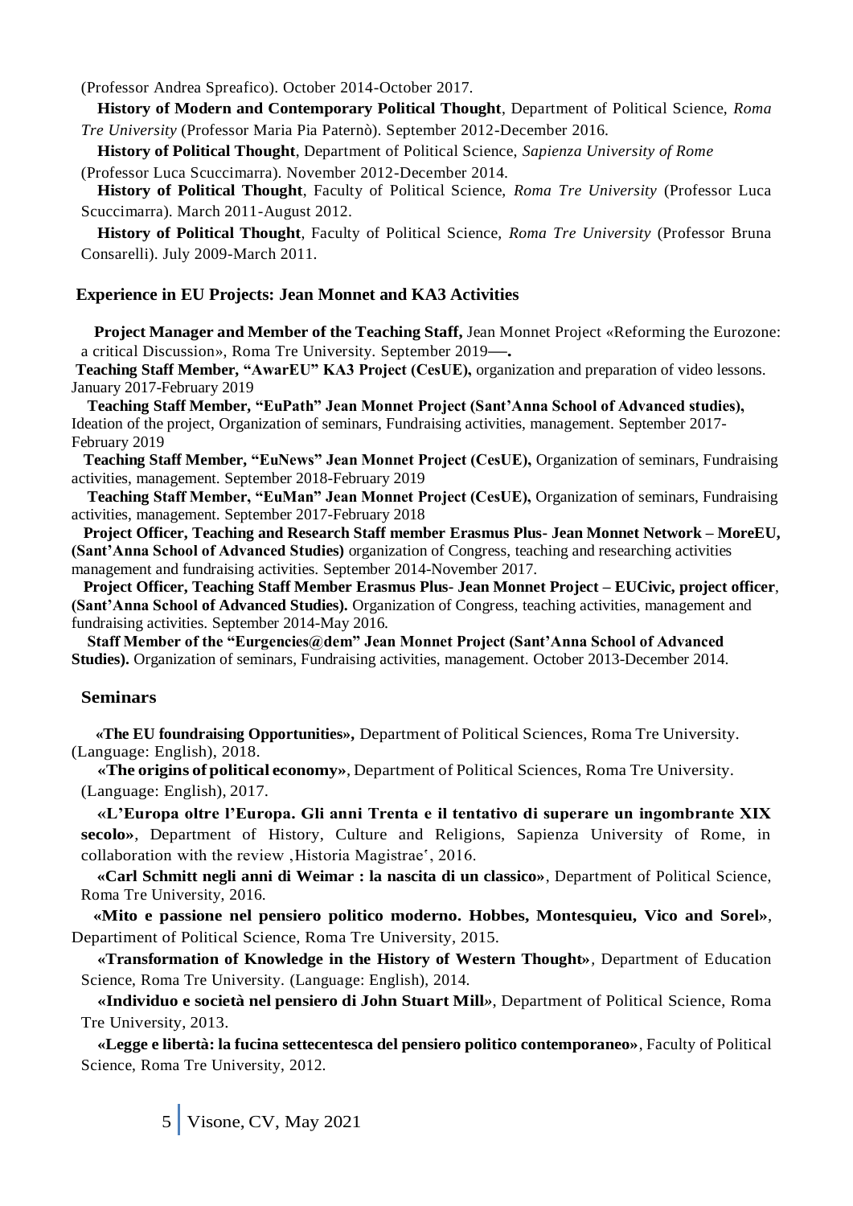(Professor Andrea Spreafico). October 2014-October 2017.

**History of Modern and Contemporary Political Thought**, Department of Political Science, *Roma Tre University* (Professor Maria Pia Paternò). September 2012-December 2016.

**History of Political Thought**, Department of Political Science, *Sapienza University of Rome* (Professor Luca Scuccimarra). November 2012-December 2014.

**History of Political Thought**, Faculty of Political Science, *Roma Tre University* (Professor Luca Scuccimarra). March 2011-August 2012.

**History of Political Thought**, Faculty of Political Science, *Roma Tre University* (Professor Bruna Consarelli). July 2009-March 2011.

## Experience in EU Projects: Jean Monnet and KA3 Activities

**Project Manager and Member of the Teaching Staff,** Jean Monnet Project «Reforming the Eurozone: a critical Discussion», Roma Tre University. September 2019**—.**

**Teaching Staff Member, "AwarEU" KA3 Project (CesUE),** organization and preparation of video lessons. January 2017-February 2019

**Teaching Staff Member, "EuPath" Jean Monnet Project (Sant'Anna School of Advanced studies),** Ideation of the project, Organization of seminars, Fundraising activities, management. September 2017-February 2019

**Teaching Staff Member, "EuNews" Jean Monnet Project (CesUE),** Organization of seminars, Fundraising activities, management. September 2018-February 2019

**Teaching Staff Member, "EuMan" Jean Monnet Project (CesUE),** Organization of seminars, Fundraising activities, management. September 2017-February 2018

**Project Officer, Teaching and Research Staff member Erasmus Plus- Jean Monnet Network – MoreEU, (Sant'Anna School of Advanced Studies)** organization of Congress, teaching and researching activities management and fundraising activities. September 2014-November 2017.

**Project Officer, Teaching Staff Member Erasmus Plus- Jean Monnet Project – EUCivic, project officer**, **(Sant'Anna School of Advanced Studies).** Organization of Congress, teaching activities, management and fundraising activities. September 2014-May 2016.

**Staff Member of the "Eurgencies@dem" Jean Monnet Project (Sant'Anna School of Advanced Studies).** Organization of seminars, Fundraising activities, management. October 2013-December 2014.

## Seminars

**«The EU foundraising Opportunities»,** Department of Political Sciences, Roma Tre University. (Language: English), 2018.

**«The origins of political economy»**, Department of Political Sciences, Roma Tre University. (Language: English), 2017.

**«L'Europa oltre l'Europa. Gli anni Trenta e il tentativo di superare un ingombrante XIX secolo»**, Department of History, Culture and Religions, Sapienza University of Rome, in collaboration with the review ,Historia Magistrae', 2016.

**«Carl Schmitt negli anni di Weimar : la nascita di un classico»**, Department of Political Science, Roma Tre University, 2016.

**«Mito e passione nel pensiero politico moderno. Hobbes, Montesquieu, Vico and Sorel»**, Departiment of Political Science, Roma Tre University, 2015.

**«Transformation of Knowledge in the History of Western Thought»**, Department of Education Science, Roma Tre University. (Language: English), 2014.

**«Individuo e società nel pensiero di John Stuart Mill»**, Department of Political Science, Roma Tre University, 2013.

**«Legge e libertà: la fucina settecentesca del pensiero politico contemporaneo»**, Faculty of Political Science, Roma Tre University, 2012.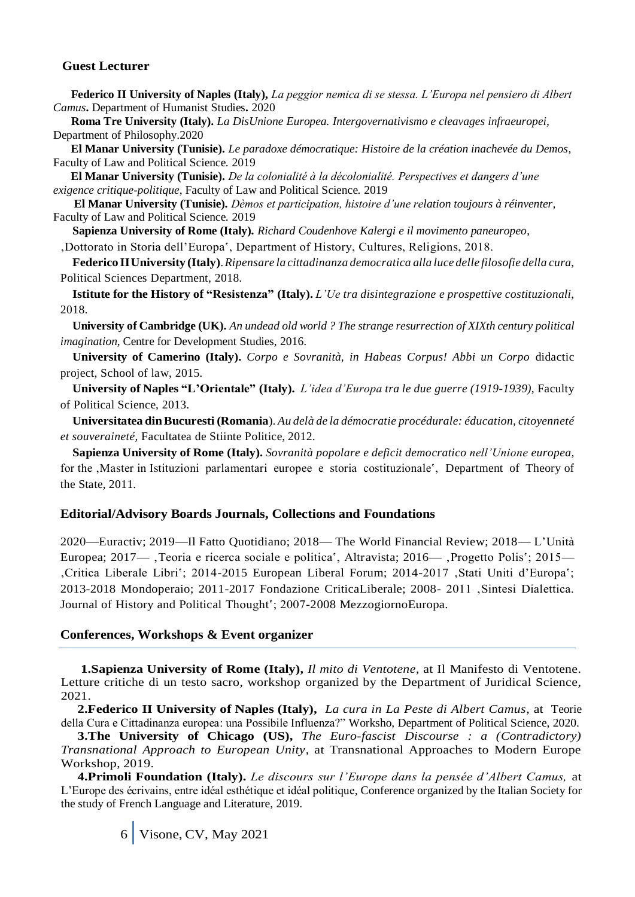## Guest Lecturer

**Federico II University of Naples (Italy),** *La peggior nemica di se stessa. L'Europa nel pensiero di Albert Camus***.** Department of Humanist Studies**.** 2020

**Roma Tre University (Italy).** *La DisUnione Europea. Intergovernativismo e cleavages infraeuropei,* Department of Philosophy.2020

**El Manar University (Tunisie).** *Le paradoxe démocratique: Histoire de la création inachevée du Demos*, Faculty of Law and Political Science*.* 2019

**El Manar University (Tunisie).** *De la colonialité à la décolonialité. Perspectives et dangers d'une exigence critique-politique*, Faculty of Law and Political Science*.* 2019

**El Manar University (Tunisie).** *Dèmos et participation, histoire d'une relation toujours à réinventer*, Faculty of Law and Political Science*.* 2019

**Sapienza University of Rome (Italy).** *Richard Coudenhove Kalergi e il movimento paneuropeo*, ‚Dottorato in Storia dell'Europa', Department of History, Cultures, Religions, 2018.

**Federico II University (Italy)**. *Ripensare la cittadinanza democratica alla luce delle filosofie della cura*, Political Sciences Department, 2018.

**Istitute for the History of "Resistenza" (Italy).** *L'Ue tra disintegrazione e prospettive costituzionali*, 2018.

**University of Cambridge (UK).** *An undead old world ? The strange resurrection of XIXth century political imagination*, Centre for Development Studies, 2016.

**University of Camerino (Italy).** *Corpo e Sovranità, in Habeas Corpus! Abbi un Corpo* didactic project, School of law, 2015.

**University of Naples "L'Orientale" (Italy).** *L'idea d'Europa tra le due guerre (1919-1939),* Faculty of Political Science, 2013.

**Universitatea din Bucuresti (Romania**). *Au delà de la démocratie procédurale: éducation, citoyenneté et souveraineté,* Facultatea de Stiinte Politice, 2012.

**Sapienza University of Rome (Italy).** *Sovranità popolare e deficit democratico nell'Unione europea*, for the ‚Master in Istituzioni parlamentari europee e storia costituzionale', Department of Theory of the State, 2011.

## Editorial/Advisory Boards Journals, Collections and Foundations

2020—Euractiv; 2019—Il Fatto Quotidiano; 2018— The World Financial Review; 2018— L'Unità Europea; 2017— ‚Teoria e ricerca sociale e politica', Altravista; 2016— ‚Progetto Polis'; 2015— ‚Critica Liberale Libri'; 2014-2015 European Liberal Forum; 2014-2017 ‚Stati Uniti d'Europa'; 2013-2018 Mondoperaio; 2011-2017 Fondazione CriticaLiberale; 2008- 2011 ‚Sintesi Dialettica. Journal of History and Political Thought'; 2007-2008 MezzogiornoEuropa.

## Conferences, Workshops & Event organizer

**1.Sapienza University of Rome (Italy),** *Il mito di Ventotene*, at Il Manifesto di Ventotene. Letture critiche di un testo sacro, workshop organized by the Department of Juridical Science, 2021.

**2.Federico II University of Naples (Italy),** *La cura in La Peste di Albert Camus*, at Teorie della Cura e Cittadinanza europea: una Possibile Influenza?" Worksho, Department of Political Science, 2020.

**3.The University of Chicago (US),** *The Euro-fascist Discourse : a (Contradictory) Transnational Approach to European Unity*, at Transnational Approaches to Modern Europe Workshop, 2019.

**4.Primoli Foundation (Italy).** *Le discours sur l'Europe dans la pensée d'Albert Camus,* at L'Europe des écrivains, entre idéal esthétique et idéal politique, Conference organized by the Italian Society for the study of French Language and Literature, 2019.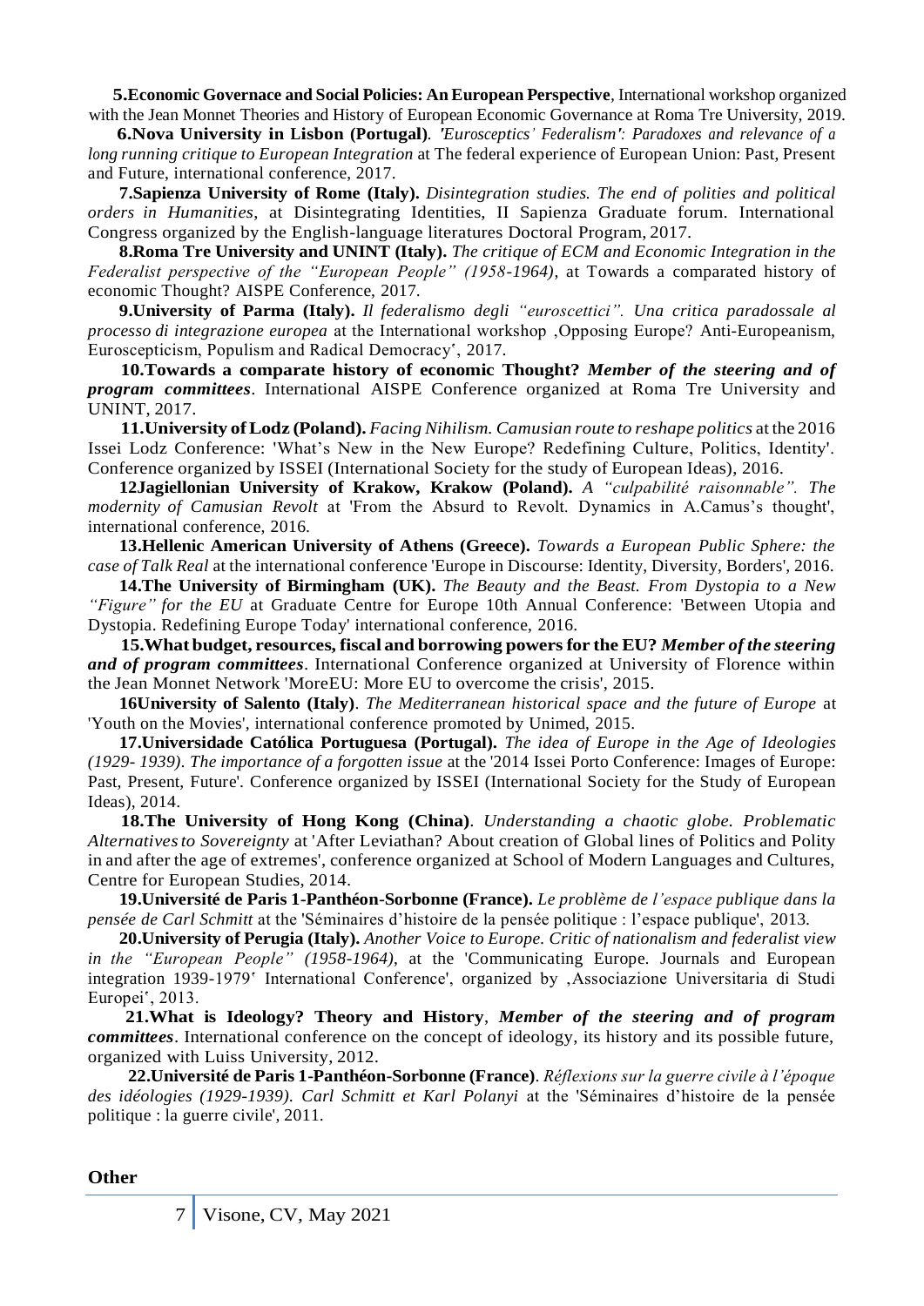**5.Economic Governace and Social Policies: An European Perspective**, International workshop organized with the Jean Monnet Theories and History of European Economic Governance at Roma Tre University, 2019.

**6.Nova University in Lisbon (Portugal)**. *'Eurosceptics' Federalism': Paradoxes and relevance of a long running critique to European Integration* at The federal experience of European Union: Past, Present and Future, international conference, 2017.

**7.Sapienza University of Rome (Italy).** *Disintegration studies. The end of polities and political orders in Humanities*, at Disintegrating Identities, II Sapienza Graduate forum. International Congress organized by the English-language literatures Doctoral Program, 2017.

**8.Roma Tre University and UNINT (Italy).** *The critique of ECM and Economic Integration in the Federalist perspective of the "European People" (1958-1964)*, at Towards a comparated history of economic Thought? AISPE Conference, 2017.

**9.University of Parma (Italy).** *Il federalismo degli "euroscettici". Una critica paradossale al processo di integrazione europea* at the International workshop ,Opposing Europe? Anti-Europeanism, Euroscepticism, Populism and Radical Democracy', 2017.

**10.Towards a comparate history of economic Thought?** ***Member of the steering and of program committees***. International AISPE Conference organized at Roma Tre University and UNINT, 2017.

**11.University of Lodz (Poland).** *Facing Nihilism. Camusian route to reshape politics* at the 2016 Issei Lodz Conference: 'What's New in the New Europe? Redefining Culture, Politics, Identity'. Conference organized by ISSEI (International Society for the study of European Ideas), 2016.

**12Jagiellonian University of Krakow, Krakow (Poland).** *A "culpabilité raisonnable". The modernity of Camusian Revolt* at 'From the Absurd to Revolt. Dynamics in A.Camus's thought', international conference, 2016.

**13.Hellenic American University of Athens (Greece).** *Towards a European Public Sphere: the case of Talk Real* at the international conference 'Europe in Discourse: Identity, Diversity, Borders', 2016.

**14.The University of Birmingham (UK).** *The Beauty and the Beast. From Dystopia to a New "Figure" for the EU* at Graduate Centre for Europe 10th Annual Conference: 'Between Utopia and Dystopia. Redefining Europe Today' international conference, 2016.

**15.What budget, resources, fiscal and borrowing powers for the EU?** ***Member of the steering and of program committees***. International Conference organized at University of Florence within the Jean Monnet Network 'MoreEU: More EU to overcome the crisis', 2015.

**16University of Salento (Italy)**. *The Mediterranean historical space and the future of Europe* at 'Youth on the Movies', international conference promoted by Unimed, 2015.

**17.Universidade Católica Portuguesa (Portugal).** *The idea of Europe in the Age of Ideologies (1929- 1939). The importance of a forgotten issue* at the '2014 Issei Porto Conference: Images of Europe: Past, Present, Future'. Conference organized by ISSEI (International Society for the Study of European Ideas), 2014.

**18.The University of Hong Kong (China)**. *Understanding a chaotic globe. Problematic Alternatives to Sovereignty* at 'After Leviathan? About creation of Global lines of Politics and Polity in and after the age of extremes', conference organized at School of Modern Languages and Cultures, Centre for European Studies, 2014.

**19.Université de Paris 1-Panthéon-Sorbonne (France).** *Le problème de l'espace publique dans la pensée de Carl Schmitt* at the 'Séminaires d'histoire de la pensée politique : l'espace publique', 2013.

**20.University of Perugia (Italy).** *Another Voice to Europe. Critic of nationalism and federalist view in the "European People" (1958-1964)*, at the 'Communicating Europe. Journals and European integration 1939-1979' International Conference', organized by ,Associazione Universitaria di Studi Europei', 2013.

**21.What is Ideology? Theory and History**, ***Member of the steering and of program committees***. International conference on the concept of ideology, its history and its possible future, organized with Luiss University, 2012.

**22.Université de Paris 1-Panthéon-Sorbonne (France)**. *Réflexions sur la guerre civile à l'époque des idéologies (1929-1939). Carl Schmitt et Karl Polanyi* at the 'Séminaires d'histoire de la pensée politique : la guerre civile', 2011.

**Other**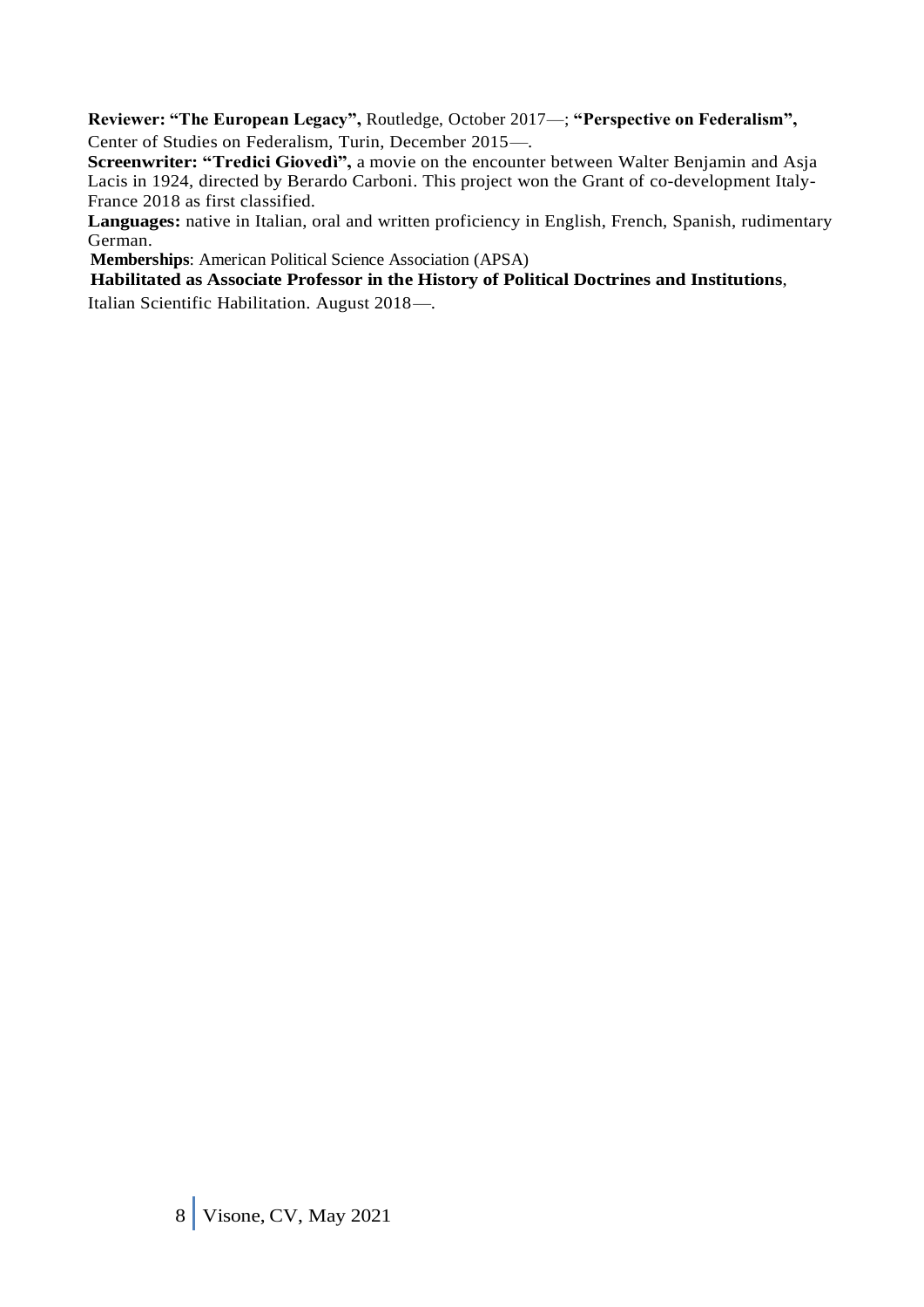**Reviewer: "The European Legacy",** Routledge, October 2017—; **"Perspective on Federalism",** Center of Studies on Federalism, Turin, December 2015—.

**Screenwriter: "Tredici Giovedì",** a movie on the encounter between Walter Benjamin and Asja Lacis in 1924, directed by Berardo Carboni. This project won the Grant of co-development Italy-France 2018 as first classified.

**Languages:** native in Italian, oral and written proficiency in English, French, Spanish, rudimentary German.

**Memberships**: American Political Science Association (APSA)

**Habilitated as Associate Professor in the History of Political Doctrines and Institutions**, Italian Scientific Habilitation. August 2018—.